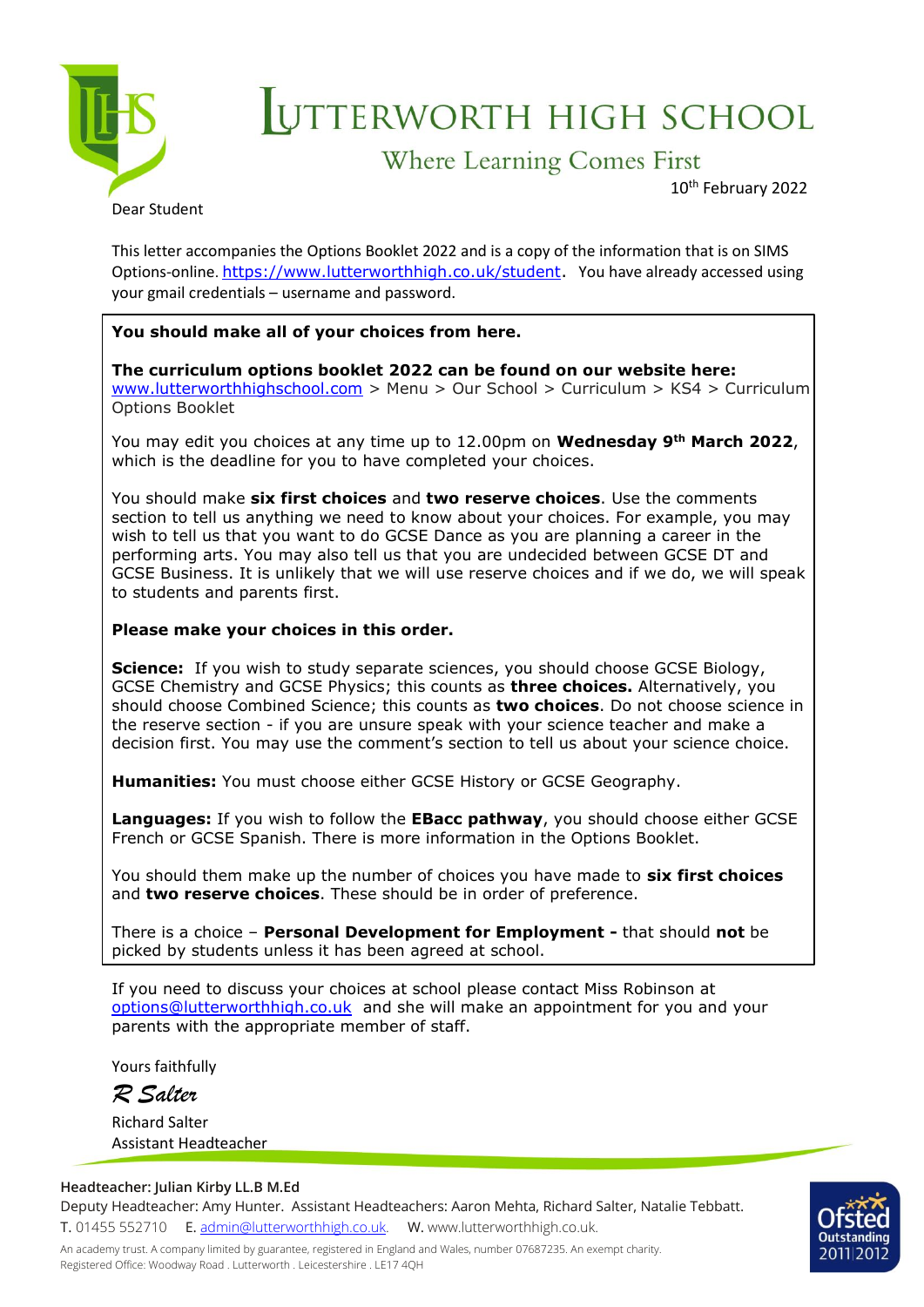# Lutterworth High School

## Where Learning Comes First

10th February 2022

Dear Student

This letter accompanies the Options Booklet 2022 and is a copy of the information that is on SIMS Options-online. https://www.lutterworthhigh.co.uk/student. You have already accessed using your gmail credentials – username and password.

**You should make all of your choices from here.**

**The curriculum options booklet 2022 can be found on our website here:** www.lutterworthhighschool.com > Menu > Our School > Curriculum > KS4 > Curriculum Options Booklet

You may edit you choices at any time up to 12.00pm on **Wednesday 9th March 2022**, which is the deadline for you to have completed your choices.

You should make **six first choices** and **two reserve choices**. Use the comments section to tell us anything we need to know about your choices. For example, you may wish to tell us that you want to do GCSE Dance as you are planning a career in the performing arts. You may also tell us that you are undecided between GCSE DT and GCSE Business. It is unlikely that we will use reserve choices and if we do, we will speak to students and parents first.

**Please make your choices in this order.**

**Science:** If you wish to study separate sciences, you should choose GCSE Biology, GCSE Chemistry and GCSE Physics; this counts as **three choices.** Alternatively, you should choose Combined Science; this counts as **two choices**. Do not choose science in the reserve section - if you are unsure speak with your science teacher and make a decision first. You may use the comment's section to tell us about your science choice.

**Humanities:** You must choose either GCSE History or GCSE Geography.

**Languages:** If you wish to follow the **EBacc pathway**, you should choose either GCSE French or GCSE Spanish. There is more information in the Options Booklet.

You should them make up the number of choices you have made to **six first choices** and **two reserve choices**. These should be in order of preference.

There is a choice – **Personal Development for Employment -** that should **not** be picked by students unless it has been agreed at school.

If you need to discuss your choices at school please contact Miss Robinson at options@lutterworthhigh.co.uk and she will make an appointment for you and your parents with the appropriate member of staff.

Yours faithfully

*R Salter*

Richard Salter
Assistant Headteacher

**Headteacher: Julian Kirby LL.B M.Ed**
Deputy Headteacher: Amy Hunter. Assistant Headteachers: Aaron Mehta, Richard Salter, Natalie Tebbatt.
T. 01455 552710 E. admin@lutterworthhigh.co.uk. W. www.lutterworthhigh.co.uk.

An academy trust. A company limited by guarantee, registered in England and Wales, number 07687235. An exempt charity.
Registered Office: Woodway Road . Lutterworth . Leicestershire . LE17 4QH

Ofsted Outstanding 2011|2012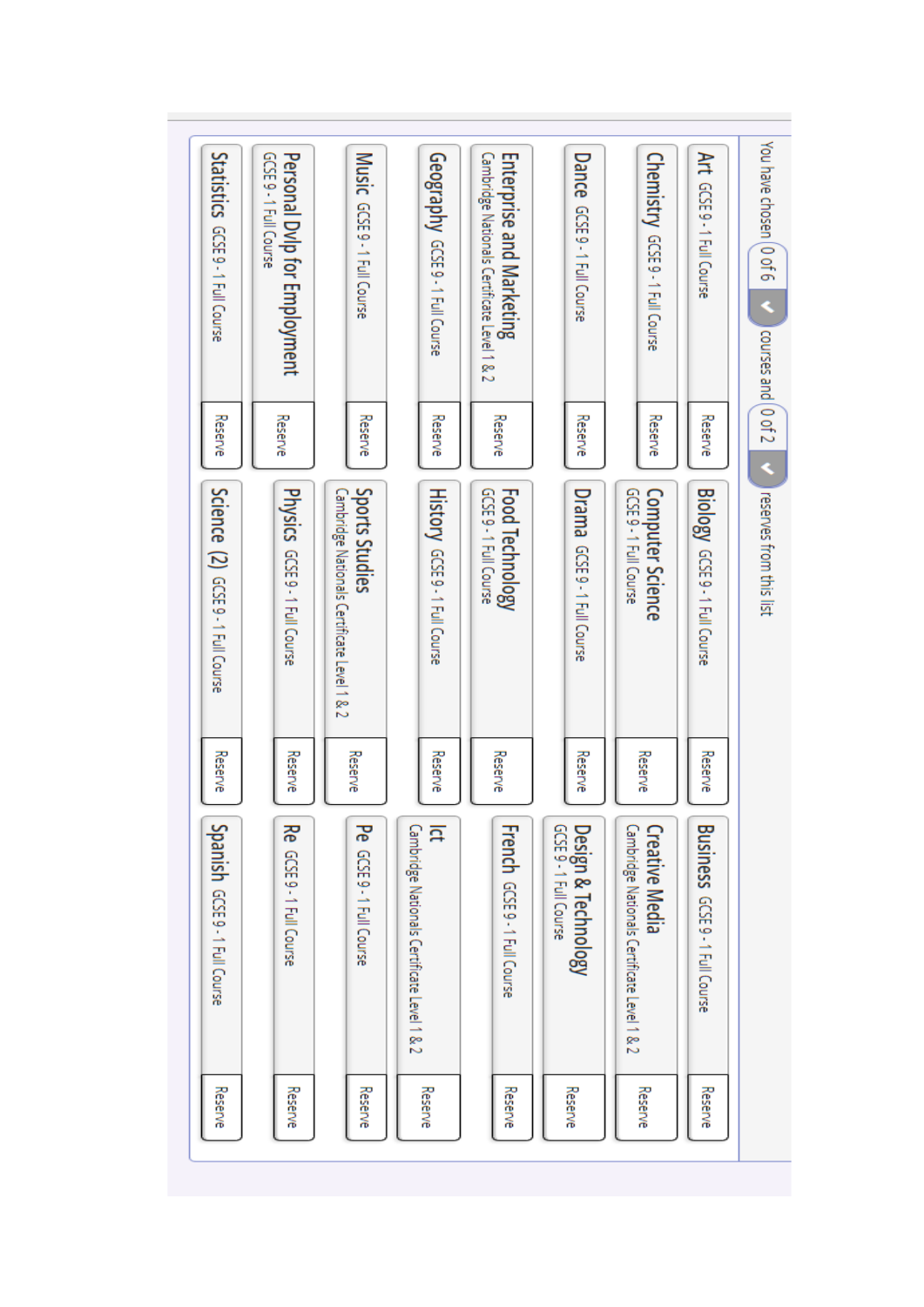You have chosen 0 of 6 courses and 0 of 2 reserves from this list

| | | |
|---|---|---|
| **Art** GCSE 9 - 1 Full Course — Reserve | **Biology** GCSE 9 - 1 Full Course — Reserve | **Business** GCSE 9 - 1 Full Course — Reserve |
| **Chemistry** GCSE 9 - 1 Full Course — Reserve | **Computer Science** GCSE 9 - 1 Full Course — Reserve | **Creative Media** Cambridge Nationals Certificate Level 1 & 2 — Reserve |
| **Dance** GCSE 9 - 1 Full Course — Reserve | **Drama** GCSE 9 - 1 Full Course — Reserve | **Design & Technology** GCSE 9 - 1 Full Course — Reserve |
| **Enterprise and Marketing** Cambridge Nationals Certificate Level 1 & 2 — Reserve | **Food Technology** GCSE 9 - 1 Full Course — Reserve | **French** GCSE 9 - 1 Full Course — Reserve |
| **Geography** GCSE 9 - 1 Full Course — Reserve | **History** GCSE 9 - 1 Full Course — Reserve | **Ict** Cambridge Nationals Certificate Level 1 & 2 — Reserve |
| **Music** GCSE 9 - 1 Full Course — Reserve | **Sports Studies** Cambridge Nationals Certificate Level 1 & 2 — Reserve | **Pe** GCSE 9 - 1 Full Course — Reserve |
| **Personal Dvlp for Employment** GCSE 9 - 1 Full Course — Reserve | **Physics** GCSE 9 - 1 Full Course — Reserve | **Re** GCSE 9 - 1 Full Course — Reserve |
| **Statistics** GCSE 9 - 1 Full Course — Reserve | **Science (2)** GCSE 9 - 1 Full Course — Reserve | **Spanish** GCSE 9 - 1 Full Course — Reserve |